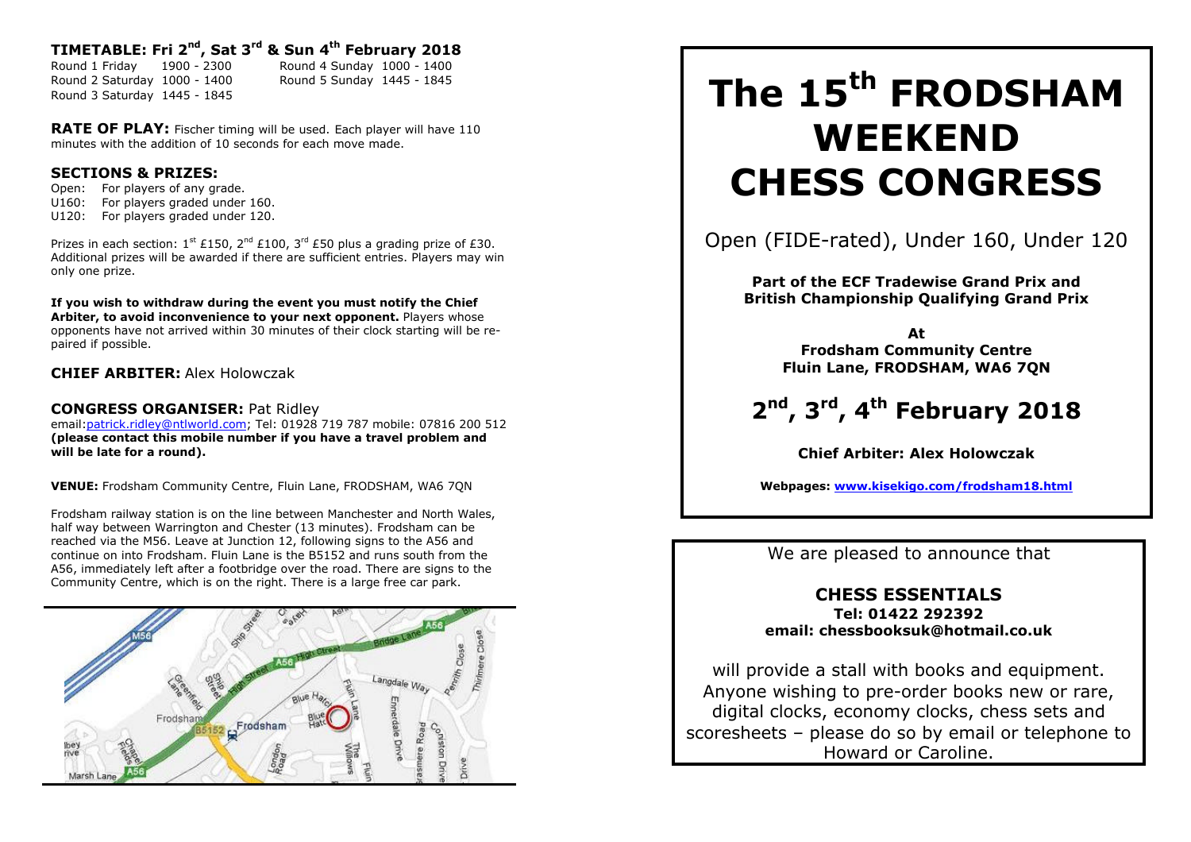## TIMETABLE: Fri 2nd, Sat 3rd & Sun 4th February 2018

| | |
|---|---|
| Round 1 Friday 1900 - 2300 | Round 4 Sunday 1000 - 1400 |
| Round 2 Saturday 1000 - 1400 | Round 5 Sunday 1445 - 1845 |
| Round 3 Saturday 1445 - 1845 | |

**RATE OF PLAY:** Fischer timing will be used. Each player will have 110 minutes with the addition of 10 seconds for each move made.

### SECTIONS & PRIZES:

Open: For players of any grade.
U160: For players graded under 160.
U120: For players graded under 120.

Prizes in each section: 1st £150, 2nd £100, 3rd £50 plus a grading prize of £30. Additional prizes will be awarded if there are sufficient entries. Players may win only one prize.

**If you wish to withdraw during the event you must notify the Chief Arbiter, to avoid inconvenience to your next opponent.** Players whose opponents have not arrived within 30 minutes of their clock starting will be re-paired if possible.

**CHIEF ARBITER:** Alex Holowczak

**CONGRESS ORGANISER:** Pat Ridley
email:patrick.ridley@ntlworld.com; Tel: 01928 719 787 mobile: 07816 200 512 **(please contact this mobile number if you have a travel problem and will be late for a round).**

**VENUE:** Frodsham Community Centre, Fluin Lane, FRODSHAM, WA6 7QN

Frodsham railway station is on the line between Manchester and North Wales, half way between Warrington and Chester (13 minutes). Frodsham can be reached via the M56. Leave at Junction 12, following signs to the A56 and continue on into Frodsham. Fluin Lane is the B5152 and runs south from the A56, immediately left after a footbridge over the road. There are signs to the Community Centre, which is on the right. There is a large free car park.

# The 15th FRODSHAM WEEKEND CHESS CONGRESS

Open (FIDE-rated), Under 160, Under 120

**Part of the ECF Tradewise Grand Prix and British Championship Qualifying Grand Prix**

**At**
**Frodsham Community Centre**
**Fluin Lane, FRODSHAM, WA6 7QN**

## 2nd, 3rd, 4th February 2018

**Chief Arbiter: Alex Holowczak**

**Webpages: www.kisekigo.com/frodsham18.html**

We are pleased to announce that

**CHESS ESSENTIALS**
**Tel: 01422 292392**
**email: chessbooksuk@hotmail.co.uk**

will provide a stall with books and equipment. Anyone wishing to pre-order books new or rare, digital clocks, economy clocks, chess sets and scoresheets – please do so by email or telephone to Howard or Caroline.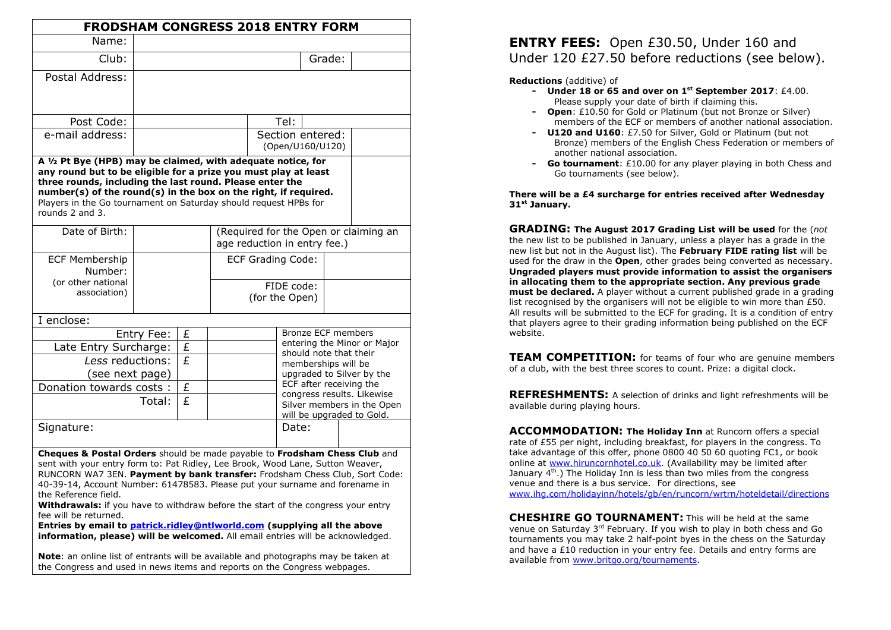# FRODSHAM CONGRESS 2018 ENTRY FORM

| | | | | | |
|---|---|---|---|---|---|
| Name: | | | | | |
| Club: | | | | Grade: | |
| Postal Address: | | | | | |
| Post Code: | | | Tel: | | |
| e-mail address: | | | Section entered: (Open/U160/U120) | | |

**A ½ Pt Bye (HPB) may be claimed, with adequate notice, for any round but to be eligible for a prize you must play at least three rounds, including the last round. Please enter the number(s) of the round(s) in the box on the right, if required.** Players in the Go tournament on Saturday should request HPBs for rounds 2 and 3.

| | | | |
|---|---|---|---|
| Date of Birth: | | (Required for the Open or claiming an age reduction in entry fee.) | |
| ECF Membership Number: (or other national association) | | ECF Grading Code: | |
| | | FIDE code: (for the Open) | |

I enclose:

| | | | |
|---|---|---|---|
| Entry Fee: | £ | | Bronze ECF members entering the Minor or Major should note that their memberships will be upgraded to Silver by the ECF after receiving the congress results. Likewise Silver members in the Open will be upgraded to Gold. |
| Late Entry Surcharge: | £ | | |
| *Less* reductions: (see next page) | £ | | |
| Donation towards costs : | £ | | |
| Total: | £ | | |

Signature: Date:

**Cheques & Postal Orders** should be made payable to **Frodsham Chess Club** and sent with your entry form to: Pat Ridley, Lee Brook, Wood Lane, Sutton Weaver, RUNCORN WA7 3EN. **Payment by bank transfer:** Frodsham Chess Club, Sort Code: 40-39-14, Account Number: 61478583. Please put your surname and forename in the Reference field.

**Withdrawals:** if you have to withdraw before the start of the congress your entry fee will be returned.

**Entries by email to patrick.ridley@ntlworld.com (supplying all the above information, please) will be welcomed.** All email entries will be acknowledged.

**Note**: an online list of entrants will be available and photographs may be taken at the Congress and used in news items and reports on the Congress webpages.

## ENTRY FEES: Open £30.50, Under 160 and Under 120 £27.50 before reductions (see below).

**Reductions** (additive) of

- **Under 18 or 65 and over on 1st September 2017**: £4.00. Please supply your date of birth if claiming this.
- **Open**: £10.50 for Gold or Platinum (but not Bronze or Silver) members of the ECF or members of another national association.
- **U120 and U160**: £7.50 for Silver, Gold or Platinum (but not Bronze) members of the English Chess Federation or members of another national association.
- **Go tournament**: £10.00 for any player playing in both Chess and Go tournaments (see below).

**There will be a £4 surcharge for entries received after Wednesday 31st January.**

**GRADING: The August 2017 Grading List will be used** for the (*not* the new list to be published in January, unless a player has a grade in the new list but not in the August list). The **February FIDE rating list** will be used for the draw in the **Open**, other grades being converted as necessary. **Ungraded players must provide information to assist the organisers in allocating them to the appropriate section. Any previous grade must be declared.** A player without a current published grade in a grading list recognised by the organisers will not be eligible to win more than £50. All results will be submitted to the ECF for grading. It is a condition of entry that players agree to their grading information being published on the ECF website.

**TEAM COMPETITION:** for teams of four who are genuine members of a club, with the best three scores to count. Prize: a digital clock.

**REFRESHMENTS:** A selection of drinks and light refreshments will be available during playing hours.

**ACCOMMODATION: The Holiday Inn** at Runcorn offers a special rate of £55 per night, including breakfast, for players in the congress. To take advantage of this offer, phone 0800 40 50 60 quoting FC1, or book online at www.hiruncornhotel.co.uk. (Availability may be limited after January 4th.) The Holiday Inn is less than two miles from the congress venue and there is a bus service. For directions, see www.ihg.com/holidayinn/hotels/gb/en/runcorn/wrtrn/hoteldetail/directions

**CHESHIRE GO TOURNAMENT:** This will be held at the same venue on Saturday 3rd February. If you wish to play in both chess and Go tournaments you may take 2 half-point byes in the chess on the Saturday and have a £10 reduction in your entry fee. Details and entry forms are available from www.britgo.org/tournaments.